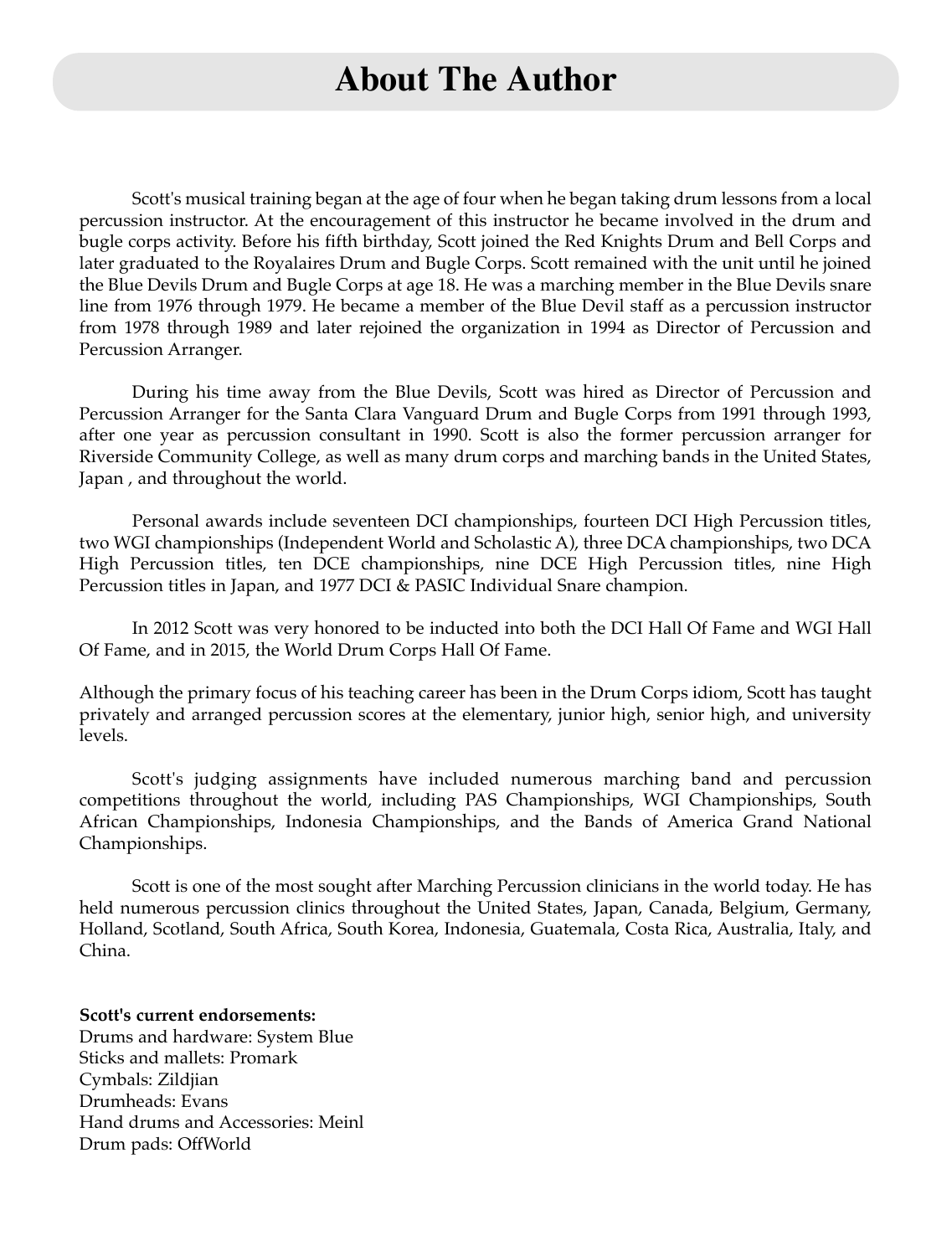# About The Author

Scott's musical training began at the age of four when he began taking drum lessons from a local percussion instructor. At the encouragement of this instructor he became involved in the drum and bugle corps activity. Before his fifth birthday, Scott joined the Red Knights Drum and Bell Corps and later graduated to the Royalaires Drum and Bugle Corps. Scott remained with the unit until he joined the Blue Devils Drum and Bugle Corps at age 18. He was a marching member in the Blue Devils snare line from 1976 through 1979. He became a member of the Blue Devil staff as a percussion instructor from 1978 through 1989 and later rejoined the organization in 1994 as Director of Percussion and Percussion Arranger.

During his time away from the Blue Devils, Scott was hired as Director of Percussion and Percussion Arranger for the Santa Clara Vanguard Drum and Bugle Corps from 1991 through 1993, after one year as percussion consultant in 1990. Scott is also the former percussion arranger for Riverside Community College, as well as many drum corps and marching bands in the United States, Japan , and throughout the world.

Personal awards include seventeen DCI championships, fourteen DCI High Percussion titles, two WGI championships (Independent World and Scholastic A), three DCA championships, two DCA High Percussion titles, ten DCE championships, nine DCE High Percussion titles, nine High Percussion titles in Japan, and 1977 DCI & PASIC Individual Snare champion.

In 2012 Scott was very honored to be inducted into both the DCI Hall Of Fame and WGI Hall Of Fame, and in 2015, the World Drum Corps Hall Of Fame.

Although the primary focus of his teaching career has been in the Drum Corps idiom, Scott has taught privately and arranged percussion scores at the elementary, junior high, senior high, and university levels.

Scott's judging assignments have included numerous marching band and percussion competitions throughout the world, including PAS Championships, WGI Championships, South African Championships, Indonesia Championships, and the Bands of America Grand National Championships.

Scott is one of the most sought after Marching Percussion clinicians in the world today. He has held numerous percussion clinics throughout the United States, Japan, Canada, Belgium, Germany, Holland, Scotland, South Africa, South Korea, Indonesia, Guatemala, Costa Rica, Australia, Italy, and China.

**Scott's current endorsements:**
Drums and hardware: System Blue
Sticks and mallets: Promark
Cymbals: Zildjian
Drumheads: Evans
Hand drums and Accessories: Meinl
Drum pads: OffWorld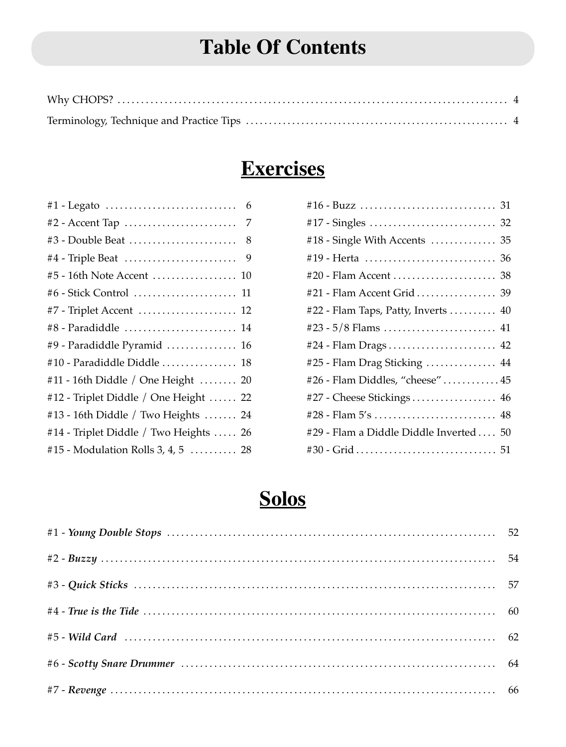# Table Of Contents

Why CHOPS? ........................................................................................ 4

Terminology, Technique and Practice Tips ........................................................ 4

## Exercises

#1 - Legato ........................................ 6

#2 - Accent Tap .................................... 7

#3 - Double Beat ................................... 8

#4 - Triple Beat ................................... 9

#5 - 16th Note Accent ............................. 10

#6 - Stick Control ................................ 11

#7 - Triplet Accent ............................... 12

#8 - Paradiddle ................................... 14

#9 - Paradiddle Pyramid ........................... 16

#10 - Paradiddle Diddle ........................... 18

#11 - 16th Diddle / One Height ..................... 20

#12 - Triplet Diddle / One Height .................. 22

#13 - 16th Diddle / Two Heights .................... 24

#14 - Triplet Diddle / Two Heights ................. 26

#15 - Modulation Rolls 3, 4, 5 ..................... 28

#16 - Buzz ......................................... 31

#17 - Singles ...................................... 32

#18 - Single With Accents .......................... 35

#19 - Herta ........................................ 36

#20 - Flam Accent .................................. 38

#21 - Flam Accent Grid ............................. 39

#22 - Flam Taps, Patty, Inverts .................... 40

#23 - 5/8 Flams .................................... 41

#24 - Flam Drags ................................... 42

#25 - Flam Drag Sticking ........................... 44

#26 - Flam Diddles, “cheese” ....................... 45

#27 - Cheese Stickings ............................. 46

#28 - Flam 5’s ..................................... 48

#29 - Flam a Diddle Diddle Inverted ................ 50

#30 - Grid ......................................... 51

## Solos

#1 - ***Young Double Stops*** ........................................................ 52

#2 - ***Buzzy*** ........................................................................ 54

#3 - ***Quick Sticks*** ................................................................ 57

#4 - ***True is the Tide*** ........................................................... 60

#5 - ***Wild Card*** ................................................................... 62

#6 - ***Scotty Snare Drummer*** ..................................................... 64

#7 - ***Revenge*** ...................................................................... 66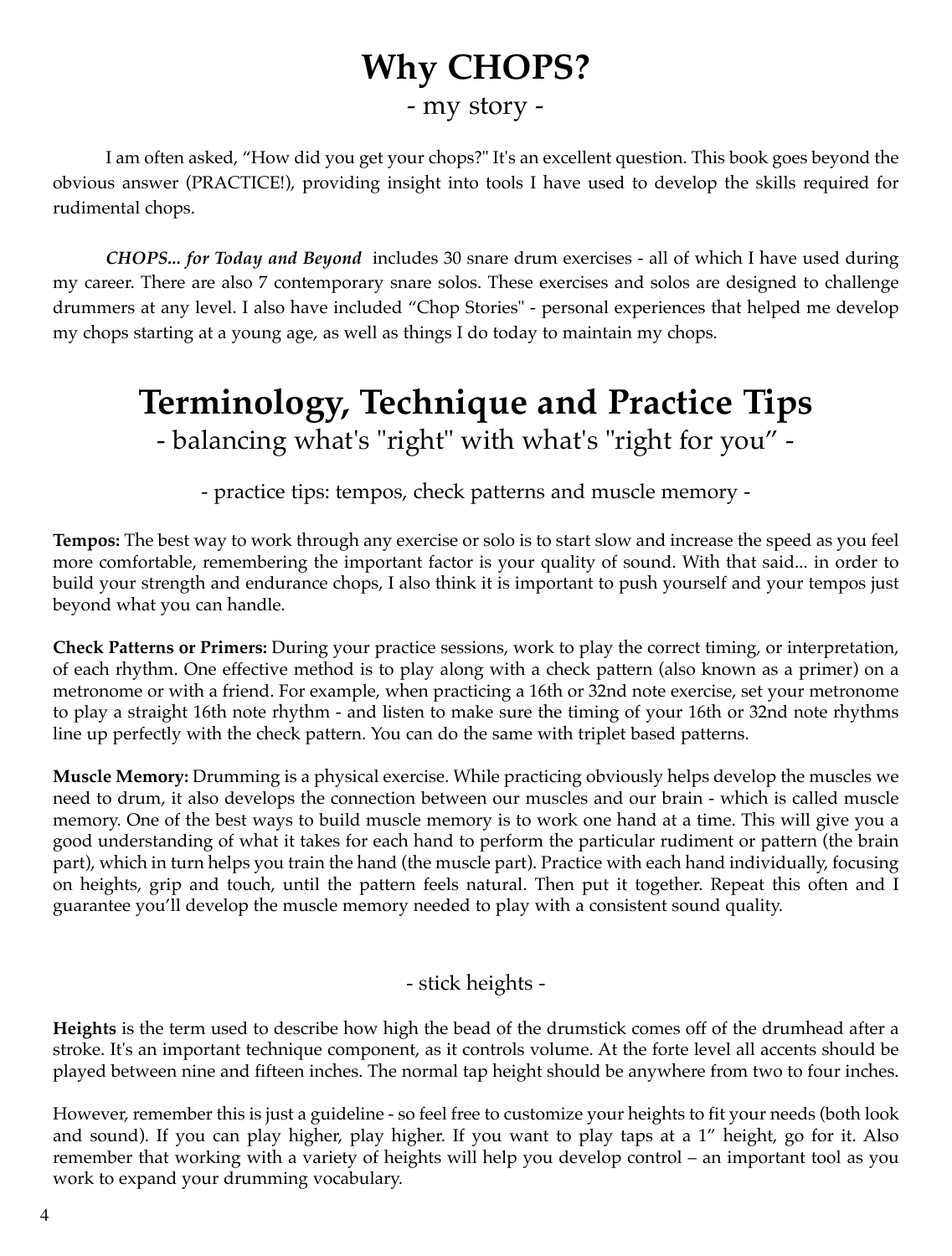# Why CHOPS?

- my story -

I am often asked, “How did you get your chops?" It's an excellent question. This book goes beyond the obvious answer (PRACTICE!), providing insight into tools I have used to develop the skills required for rudimental chops.

***CHOPS... for Today and Beyond*** includes 30 snare drum exercises - all of which I have used during my career. There are also 7 contemporary snare solos. These exercises and solos are designed to challenge drummers at any level. I also have included “Chop Stories" - personal experiences that helped me develop my chops starting at a young age, as well as things I do today to maintain my chops.

# Terminology, Technique and Practice Tips

- balancing what's "right" with what's "right for you” -

- practice tips: tempos, check patterns and muscle memory -

**Tempos:** The best way to work through any exercise or solo is to start slow and increase the speed as you feel more comfortable, remembering the important factor is your quality of sound. With that said... in order to build your strength and endurance chops, I also think it is important to push yourself and your tempos just beyond what you can handle.

**Check Patterns or Primers:** During your practice sessions, work to play the correct timing, or interpretation, of each rhythm. One effective method is to play along with a check pattern (also known as a primer) on a metronome or with a friend. For example, when practicing a 16th or 32nd note exercise, set your metronome to play a straight 16th note rhythm - and listen to make sure the timing of your 16th or 32nd note rhythms line up perfectly with the check pattern. You can do the same with triplet based patterns.

**Muscle Memory:** Drumming is a physical exercise. While practicing obviously helps develop the muscles we need to drum, it also develops the connection between our muscles and our brain - which is called muscle memory. One of the best ways to build muscle memory is to work one hand at a time. This will give you a good understanding of what it takes for each hand to perform the particular rudiment or pattern (the brain part), which in turn helps you train the hand (the muscle part). Practice with each hand individually, focusing on heights, grip and touch, until the pattern feels natural. Then put it together. Repeat this often and I guarantee you’ll develop the muscle memory needed to play with a consistent sound quality.

- stick heights -

**Heights** is the term used to describe how high the bead of the drumstick comes off of the drumhead after a stroke. It's an important technique component, as it controls volume. At the forte level all accents should be played between nine and fifteen inches. The normal tap height should be anywhere from two to four inches.

However, remember this is just a guideline - so feel free to customize your heights to fit your needs (both look and sound). If you can play higher, play higher. If you want to play taps at a 1” height, go for it. Also remember that working with a variety of heights will help you develop control – an important tool as you work to expand your drumming vocabulary.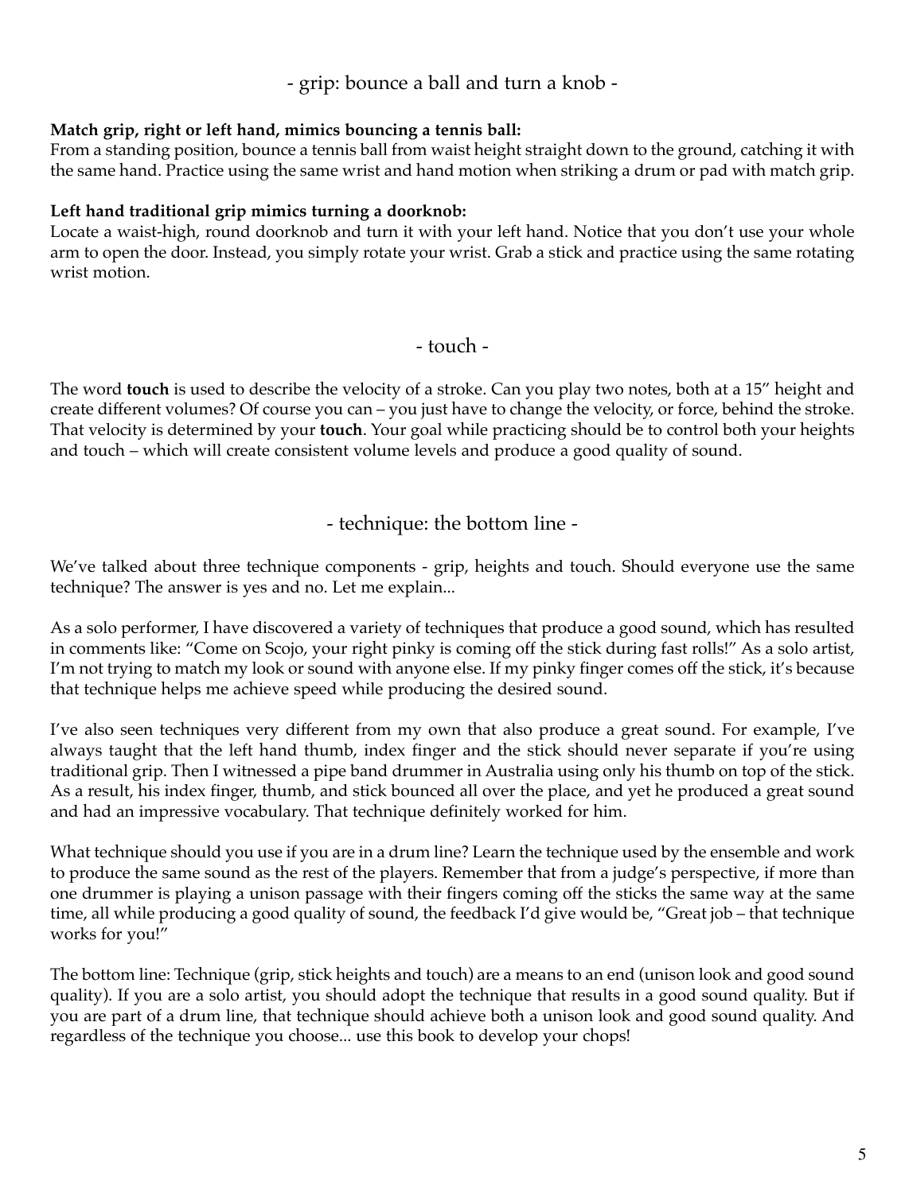## - grip: bounce a ball and turn a knob -

**Match grip, right or left hand, mimics bouncing a tennis ball:**
From a standing position, bounce a tennis ball from waist height straight down to the ground, catching it with the same hand. Practice using the same wrist and hand motion when striking a drum or pad with match grip.

**Left hand traditional grip mimics turning a doorknob:**
Locate a waist-high, round doorknob and turn it with your left hand. Notice that you don't use your whole arm to open the door. Instead, you simply rotate your wrist. Grab a stick and practice using the same rotating wrist motion.

## - touch -

The word **touch** is used to describe the velocity of a stroke. Can you play two notes, both at a 15" height and create different volumes? Of course you can – you just have to change the velocity, or force, behind the stroke. That velocity is determined by your **touch**. Your goal while practicing should be to control both your heights and touch – which will create consistent volume levels and produce a good quality of sound.

## - technique: the bottom line -

We've talked about three technique components - grip, heights and touch. Should everyone use the same technique? The answer is yes and no. Let me explain...

As a solo performer, I have discovered a variety of techniques that produce a good sound, which has resulted in comments like: "Come on Scojo, your right pinky is coming off the stick during fast rolls!" As a solo artist, I'm not trying to match my look or sound with anyone else. If my pinky finger comes off the stick, it's because that technique helps me achieve speed while producing the desired sound.

I've also seen techniques very different from my own that also produce a great sound. For example, I've always taught that the left hand thumb, index finger and the stick should never separate if you're using traditional grip. Then I witnessed a pipe band drummer in Australia using only his thumb on top of the stick. As a result, his index finger, thumb, and stick bounced all over the place, and yet he produced a great sound and had an impressive vocabulary. That technique definitely worked for him.

What technique should you use if you are in a drum line? Learn the technique used by the ensemble and work to produce the same sound as the rest of the players. Remember that from a judge's perspective, if more than one drummer is playing a unison passage with their fingers coming off the sticks the same way at the same time, all while producing a good quality of sound, the feedback I'd give would be, "Great job – that technique works for you!"

The bottom line: Technique (grip, stick heights and touch) are a means to an end (unison look and good sound quality). If you are a solo artist, you should adopt the technique that results in a good sound quality. But if you are part of a drum line, that technique should achieve both a unison look and good sound quality. And regardless of the technique you choose... use this book to develop your chops!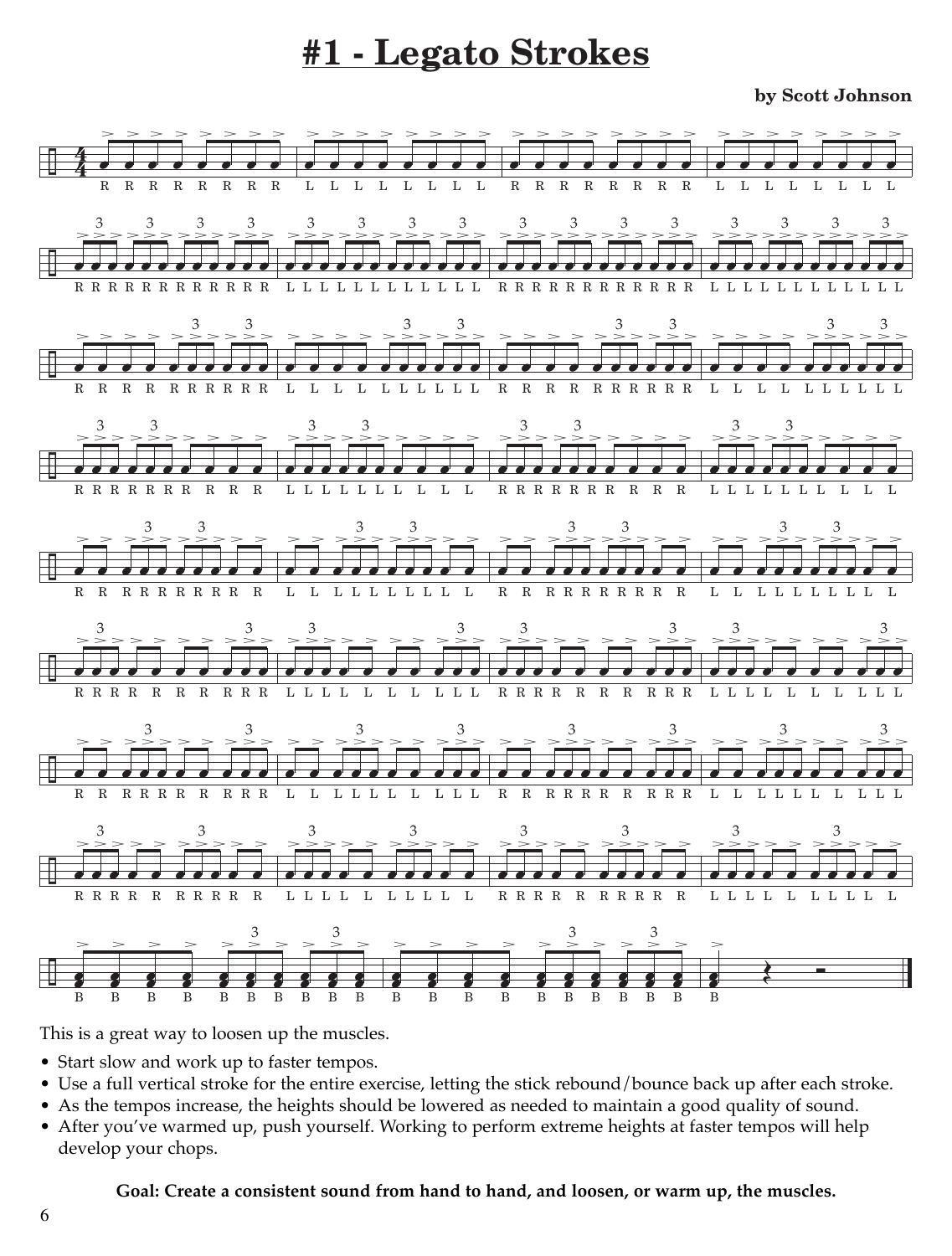# #1 - Legato Strokes

**by Scott Johnson**

This is a great way to loosen up the muscles.

- Start slow and work up to faster tempos.
- Use a full vertical stroke for the entire exercise, letting the stick rebound/bounce back up after each stroke.
- As the tempos increase, the heights should be lowered as needed to maintain a good quality of sound.
- After you've warmed up, push yourself. Working to perform extreme heights at faster tempos will help develop your chops.

**Goal: Create a consistent sound from hand to hand, and loosen, or warm up, the muscles.**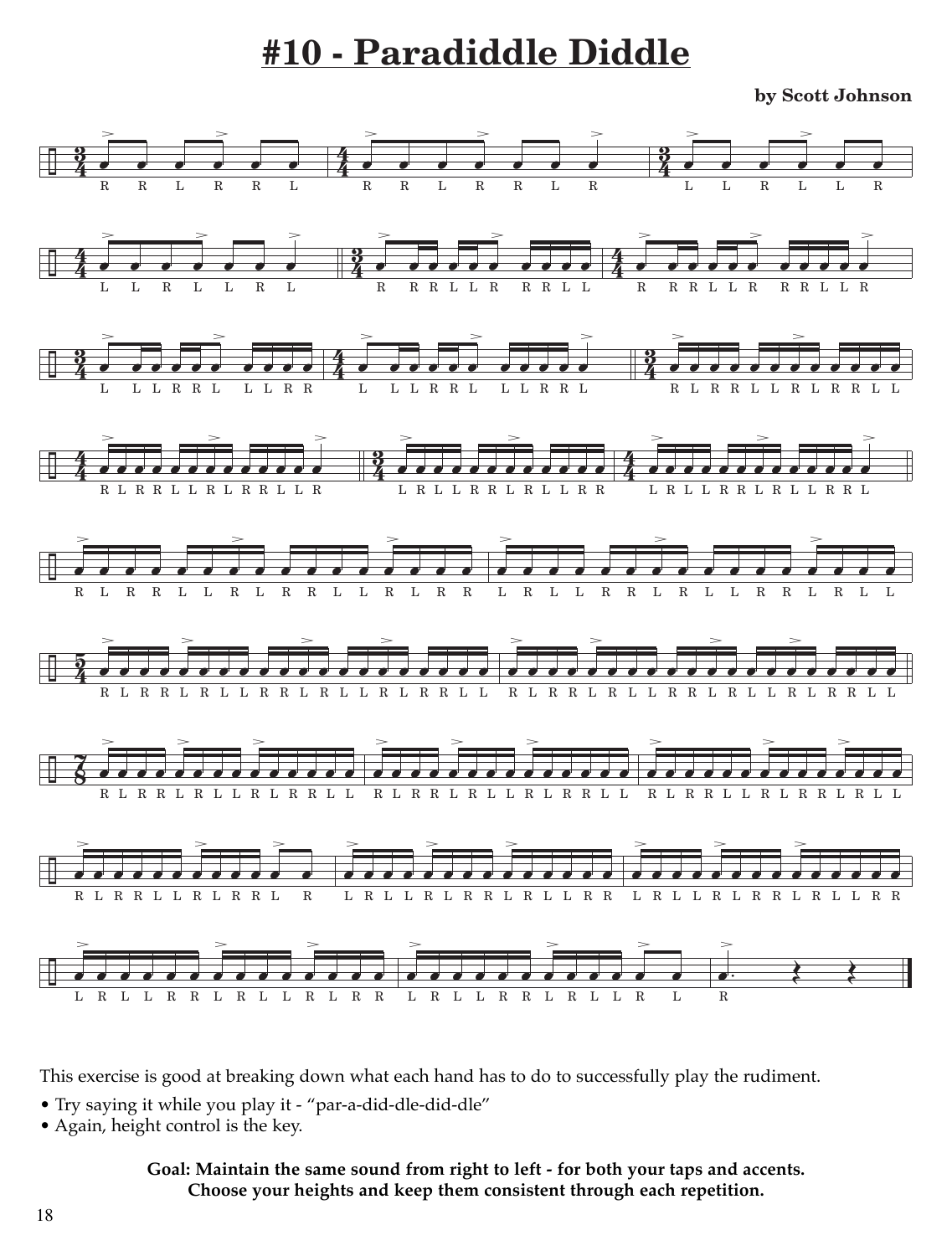# #10 - Paradiddle Diddle

**by Scott Johnson**

This exercise is good at breaking down what each hand has to do to successfully play the rudiment.

- Try saying it while you play it - “par-a-did-dle-did-dle”
- Again, height control is the key.

**Goal: Maintain the same sound from right to left - for both your taps and accents. Choose your heights and keep them consistent through each repetition.**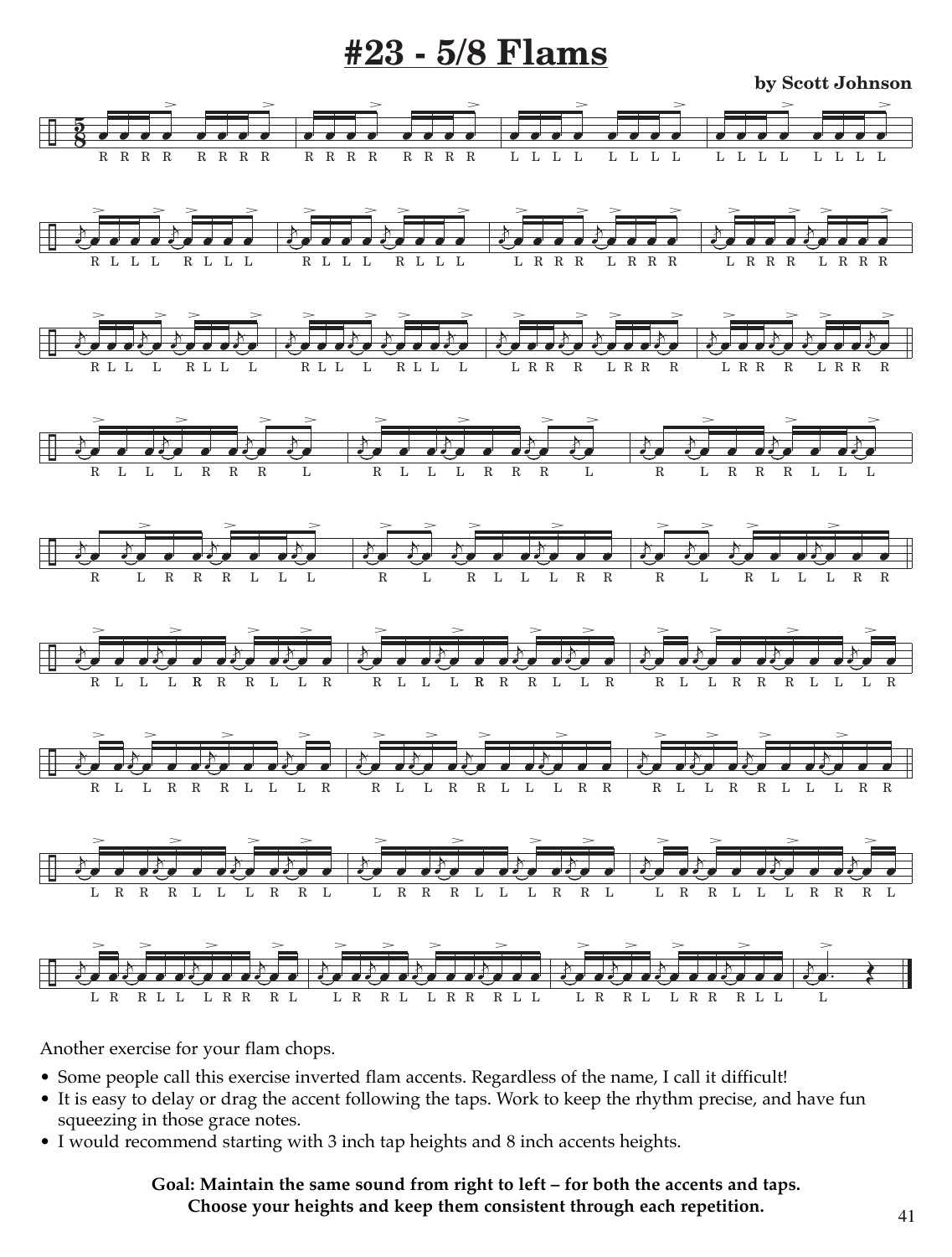# #23 - 5/8 Flams

**by Scott Johnson**

Another exercise for your flam chops.

- Some people call this exercise inverted flam accents. Regardless of the name, I call it difficult!
- It is easy to delay or drag the accent following the taps. Work to keep the rhythm precise, and have fun squeezing in those grace notes.
- I would recommend starting with 3 inch tap heights and 8 inch accents heights.

**Goal: Maintain the same sound from right to left – for both the accents and taps.**
**Choose your heights and keep them consistent through each repetition.**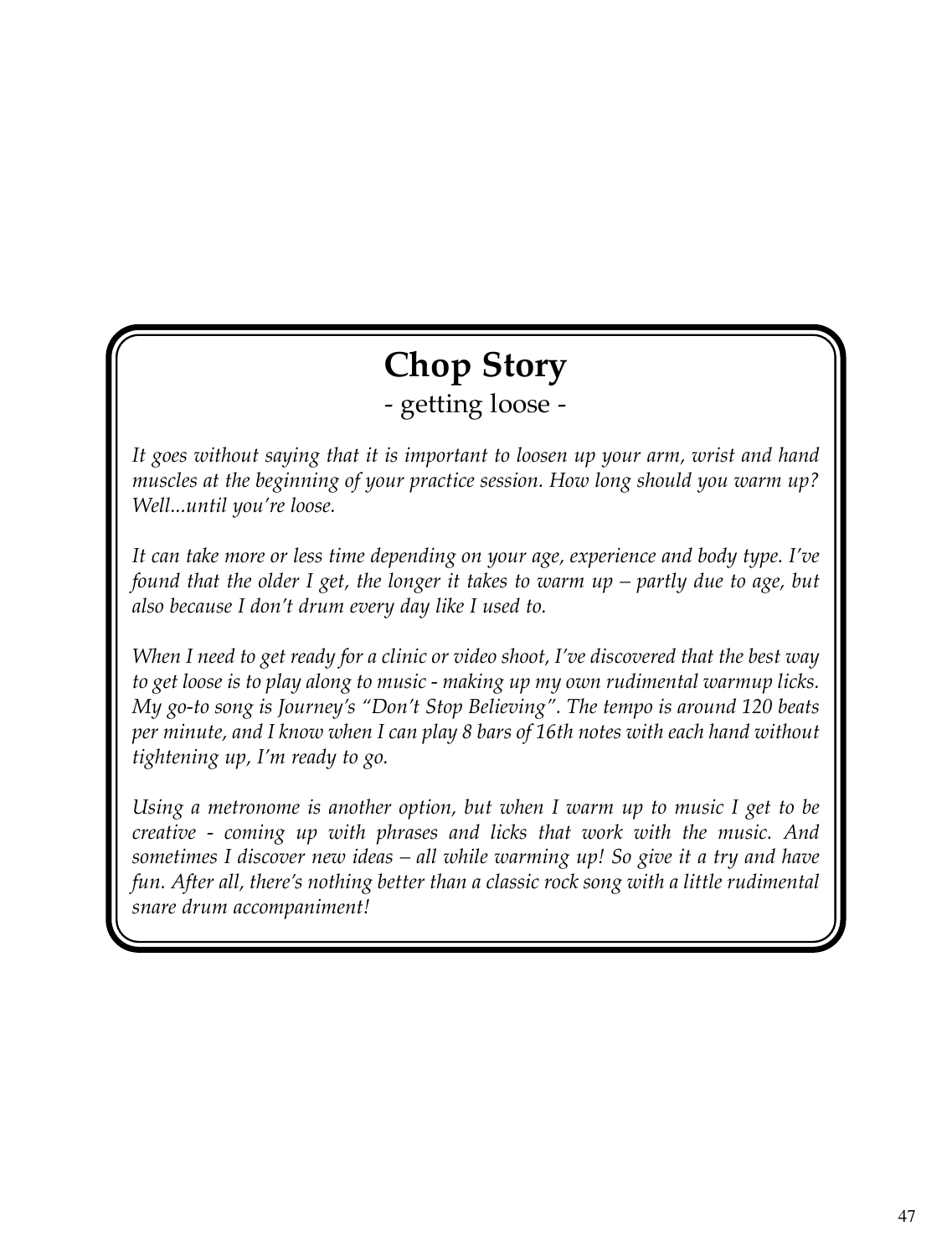# Chop Story

## - getting loose -

*It goes without saying that it is important to loosen up your arm, wrist and hand muscles at the beginning of your practice session. How long should you warm up? Well...until you're loose.*

*It can take more or less time depending on your age, experience and body type. I've found that the older I get, the longer it takes to warm up – partly due to age, but also because I don't drum every day like I used to.*

*When I need to get ready for a clinic or video shoot, I've discovered that the best way to get loose is to play along to music - making up my own rudimental warmup licks. My go-to song is Journey's "Don't Stop Believing". The tempo is around 120 beats per minute, and I know when I can play 8 bars of 16th notes with each hand without tightening up, I'm ready to go.*

*Using a metronome is another option, but when I warm up to music I get to be creative - coming up with phrases and licks that work with the music. And sometimes I discover new ideas – all while warming up! So give it a try and have fun. After all, there's nothing better than a classic rock song with a little rudimental snare drum accompaniment!*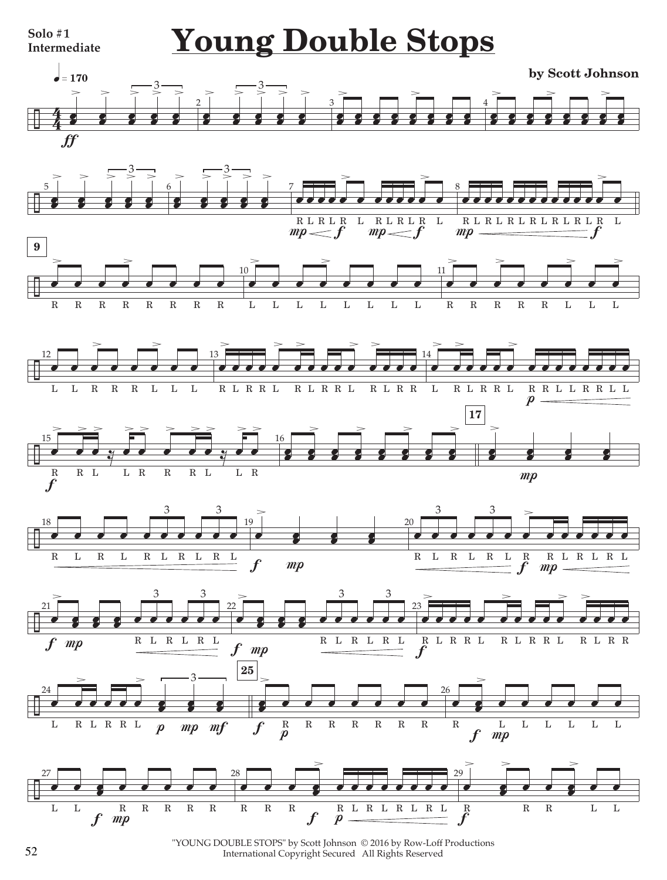Solo #1
Intermediate

# Young Double Stops

**by Scott Johnson**

"YOUNG DOUBLE STOPS" by Scott Johnson © 2016 by Row-Loff Productions
International Copyright Secured All Rights Reserved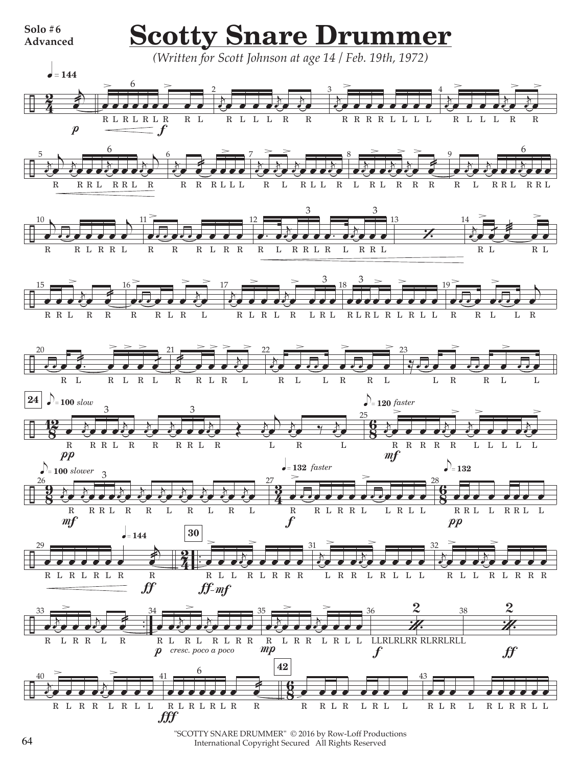Solo #6
Advanced

# Scotty Snare Drummer

*(Written for Scott Johnson at age 14 / Feb. 19th, 1972)*

"SCOTTY SNARE DRUMMER" © 2016 by Row-Loff Productions
International Copyright Secured All Rights Reserved